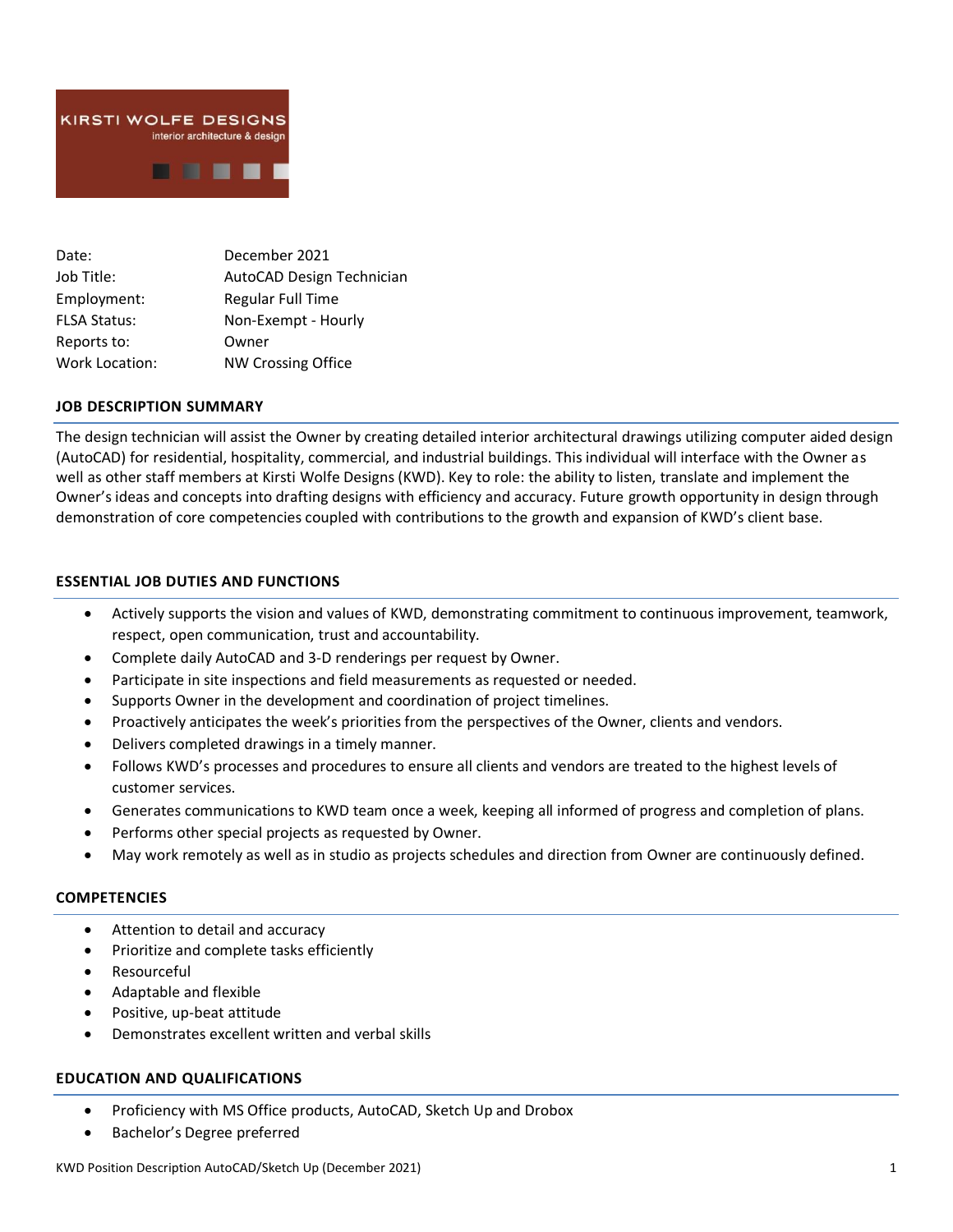KIRSTI WOLFE DESIGNS
interior architecture & design

| | |
|---|---|
| Date: | December 2021 |
| Job Title: | AutoCAD Design Technician |
| Employment: | Regular Full Time |
| FLSA Status: | Non-Exempt - Hourly |
| Reports to: | Owner |
| Work Location: | NW Crossing Office |

## JOB DESCRIPTION SUMMARY

The design technician will assist the Owner by creating detailed interior architectural drawings utilizing computer aided design (AutoCAD) for residential, hospitality, commercial, and industrial buildings. This individual will interface with the Owner as well as other staff members at Kirsti Wolfe Designs (KWD). Key to role: the ability to listen, translate and implement the Owner's ideas and concepts into drafting designs with efficiency and accuracy. Future growth opportunity in design through demonstration of core competencies coupled with contributions to the growth and expansion of KWD's client base.

## ESSENTIAL JOB DUTIES AND FUNCTIONS

- Actively supports the vision and values of KWD, demonstrating commitment to continuous improvement, teamwork, respect, open communication, trust and accountability.
- Complete daily AutoCAD and 3-D renderings per request by Owner.
- Participate in site inspections and field measurements as requested or needed.
- Supports Owner in the development and coordination of project timelines.
- Proactively anticipates the week's priorities from the perspectives of the Owner, clients and vendors.
- Delivers completed drawings in a timely manner.
- Follows KWD's processes and procedures to ensure all clients and vendors are treated to the highest levels of customer services.
- Generates communications to KWD team once a week, keeping all informed of progress and completion of plans.
- Performs other special projects as requested by Owner.
- May work remotely as well as in studio as projects schedules and direction from Owner are continuously defined.

## COMPETENCIES

- Attention to detail and accuracy
- Prioritize and complete tasks efficiently
- Resourceful
- Adaptable and flexible
- Positive, up-beat attitude
- Demonstrates excellent written and verbal skills

## EDUCATION AND QUALIFICATIONS

- Proficiency with MS Office products, AutoCAD, Sketch Up and Drobox
- Bachelor's Degree preferred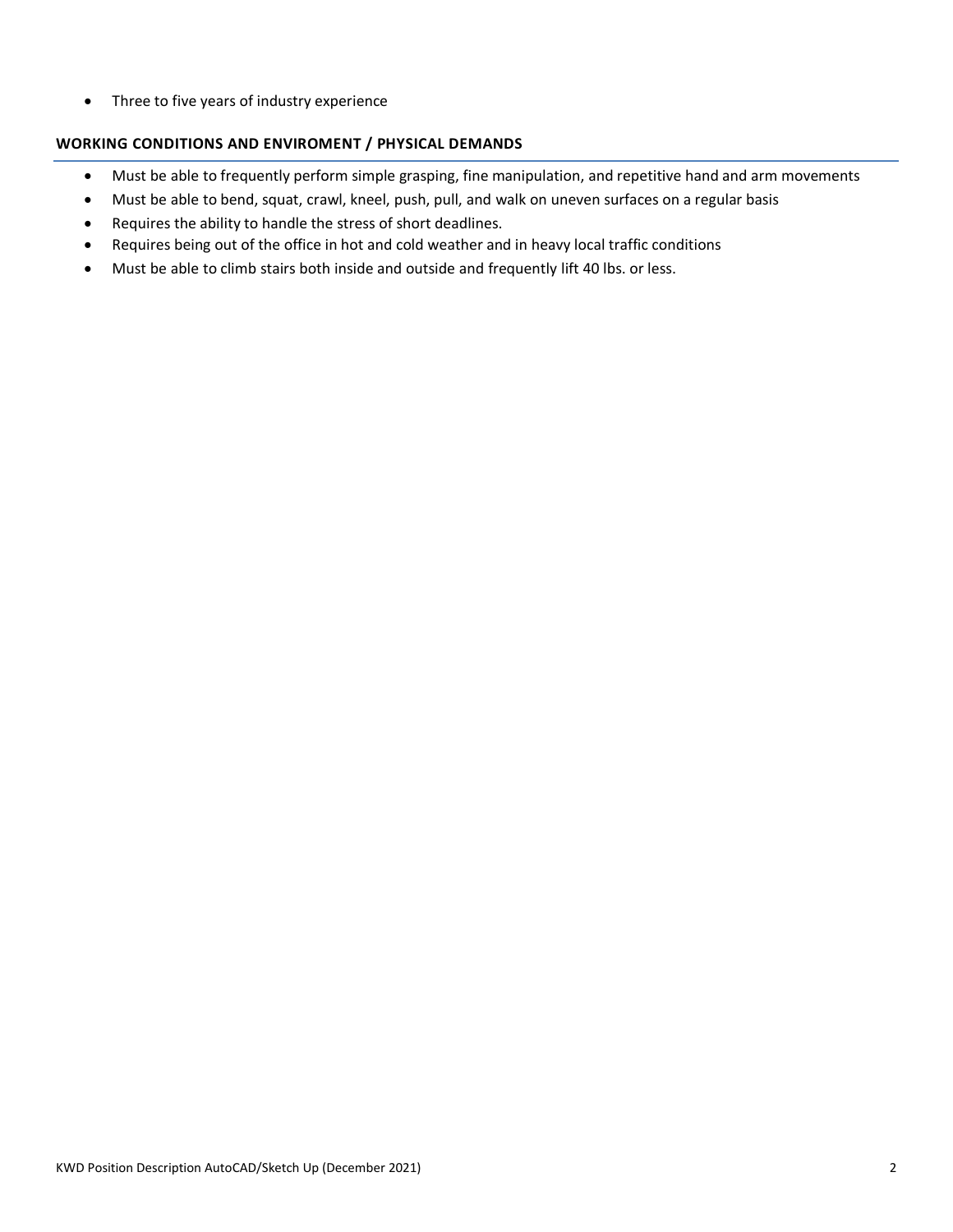- Three to five years of industry experience

### WORKING CONDITIONS AND ENVIROMENT / PHYSICAL DEMANDS

- Must be able to frequently perform simple grasping, fine manipulation, and repetitive hand and arm movements
- Must be able to bend, squat, crawl, kneel, push, pull, and walk on uneven surfaces on a regular basis
- Requires the ability to handle the stress of short deadlines.
- Requires being out of the office in hot and cold weather and in heavy local traffic conditions
- Must be able to climb stairs both inside and outside and frequently lift 40 lbs. or less.